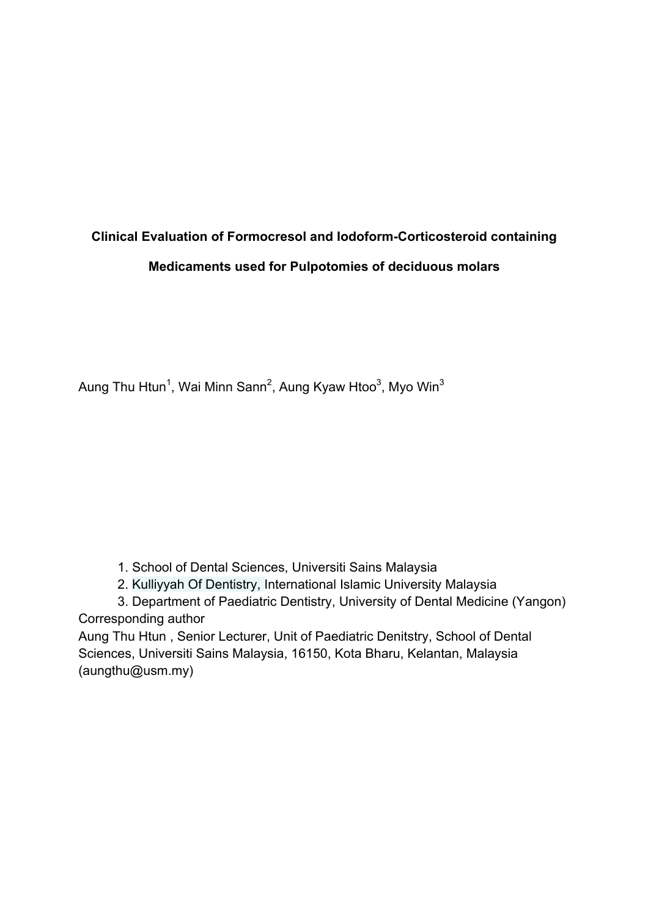**Clinical Evaluation of Formocresol and Iodoform-Corticosteroid containing Medicaments used for Pulpotomies of deciduous molars**

Aung Thu Htun[1], Wai Minn Sann[2], Aung Kyaw Htoo[3], Myo Win[3]

1. School of Dental Sciences, Universiti Sains Malaysia
2. Kulliyyah Of Dentistry, International Islamic University Malaysia
3. Department of Paediatric Dentistry, University of Dental Medicine (Yangon)

Corresponding author

Aung Thu Htun , Senior Lecturer, Unit of Paediatric Denitstry, School of Dental Sciences, Universiti Sains Malaysia, 16150, Kota Bharu, Kelantan, Malaysia (aungthu@usm.my)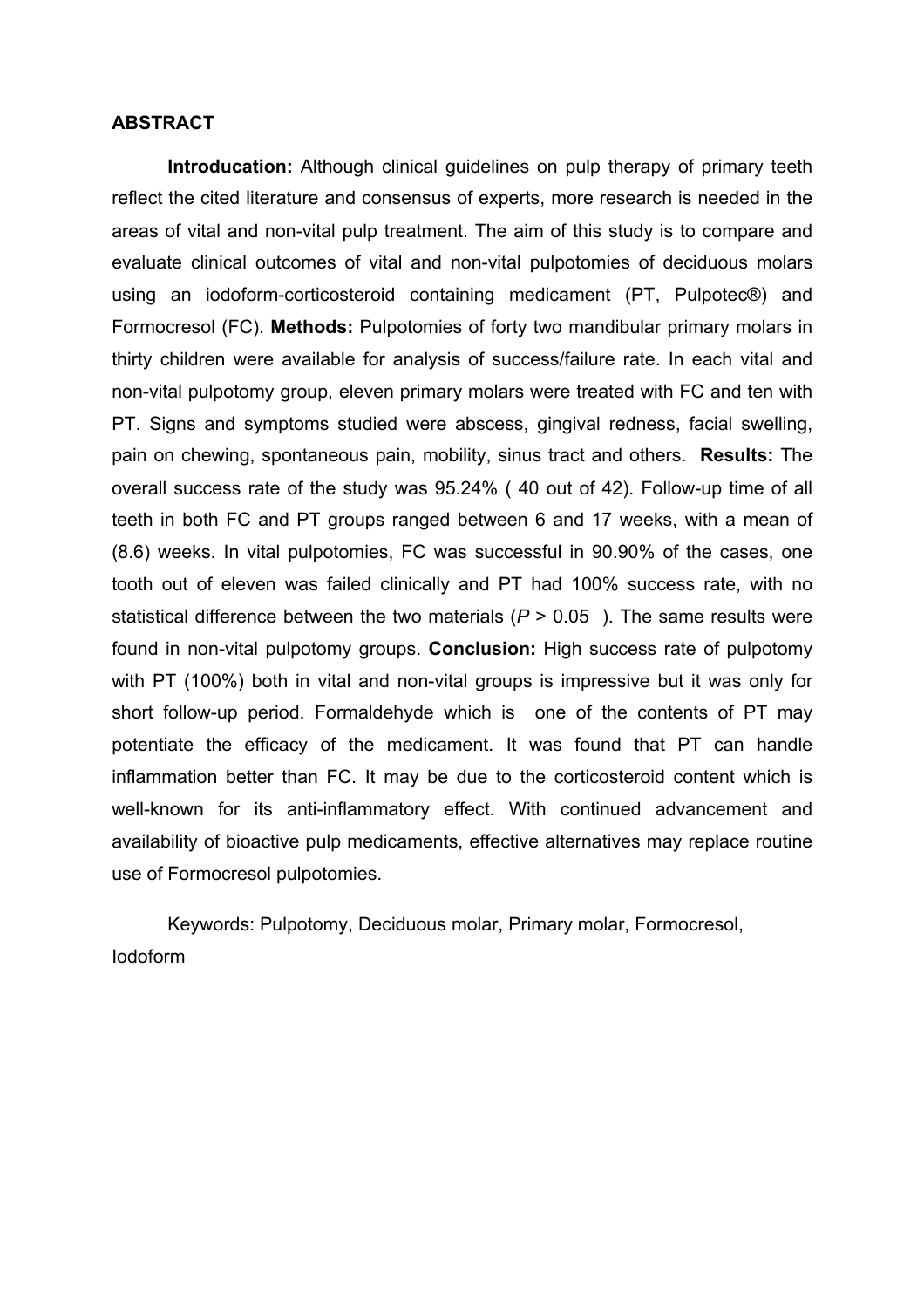**ABSTRACT**

**Introducation:** Although clinical guidelines on pulp therapy of primary teeth reflect the cited literature and consensus of experts, more research is needed in the areas of vital and non-vital pulp treatment. The aim of this study is to compare and evaluate clinical outcomes of vital and non-vital pulpotomies of deciduous molars using an iodoform-corticosteroid containing medicament (PT, Pulpotec®) and Formocresol (FC). **Methods:** Pulpotomies of forty two mandibular primary molars in thirty children were available for analysis of success/failure rate. In each vital and non-vital pulpotomy group, eleven primary molars were treated with FC and ten with PT. Signs and symptoms studied were abscess, gingival redness, facial swelling, pain on chewing, spontaneous pain, mobility, sinus tract and others. **Results:** The overall success rate of the study was 95.24% ( 40 out of 42). Follow-up time of all teeth in both FC and PT groups ranged between 6 and 17 weeks, with a mean of (8.6) weeks. In vital pulpotomies, FC was successful in 90.90% of the cases, one tooth out of eleven was failed clinically and PT had 100% success rate, with no statistical difference between the two materials ($P > 0.05$ ). The same results were found in non-vital pulpotomy groups. **Conclusion:** High success rate of pulpotomy with PT (100%) both in vital and non-vital groups is impressive but it was only for short follow-up period. Formaldehyde which is one of the contents of PT may potentiate the efficacy of the medicament. It was found that PT can handle inflammation better than FC. It may be due to the corticosteroid content which is well-known for its anti-inflammatory effect. With continued advancement and availability of bioactive pulp medicaments, effective alternatives may replace routine use of Formocresol pulpotomies.

Keywords: Pulpotomy, Deciduous molar, Primary molar, Formocresol, Iodoform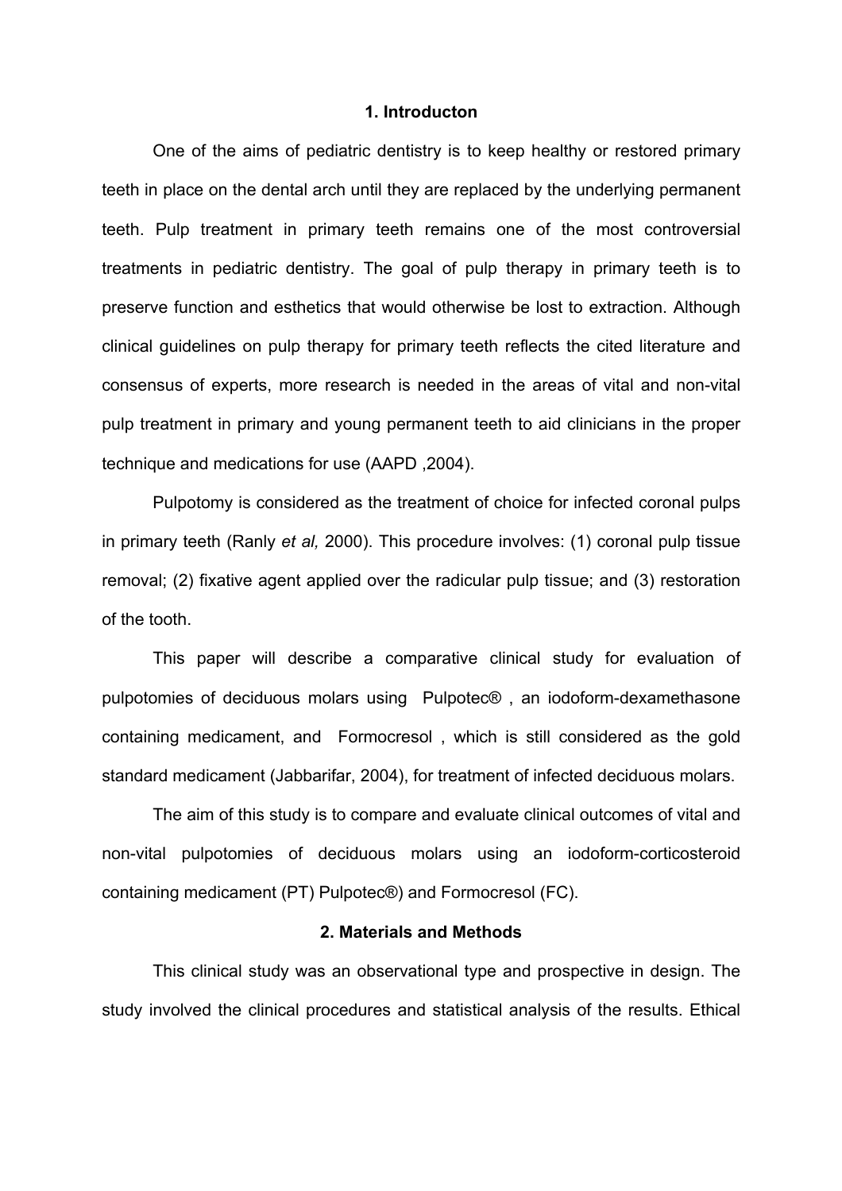## 1. Introducton

One of the aims of pediatric dentistry is to keep healthy or restored primary teeth in place on the dental arch until they are replaced by the underlying permanent teeth. Pulp treatment in primary teeth remains one of the most controversial treatments in pediatric dentistry. The goal of pulp therapy in primary teeth is to preserve function and esthetics that would otherwise be lost to extraction. Although clinical guidelines on pulp therapy for primary teeth reflects the cited literature and consensus of experts, more research is needed in the areas of vital and non-vital pulp treatment in primary and young permanent teeth to aid clinicians in the proper technique and medications for use (AAPD ,2004).

Pulpotomy is considered as the treatment of choice for infected coronal pulps in primary teeth (Ranly *et al,* 2000). This procedure involves: (1) coronal pulp tissue removal; (2) fixative agent applied over the radicular pulp tissue; and (3) restoration of the tooth.

This paper will describe a comparative clinical study for evaluation of pulpotomies of deciduous molars using Pulpotec® , an iodoform-dexamethasone containing medicament, and Formocresol , which is still considered as the gold standard medicament (Jabbarifar, 2004), for treatment of infected deciduous molars.

The aim of this study is to compare and evaluate clinical outcomes of vital and non-vital pulpotomies of deciduous molars using an iodoform-corticosteroid containing medicament (PT) Pulpotec®) and Formocresol (FC).

## 2. Materials and Methods

This clinical study was an observational type and prospective in design. The study involved the clinical procedures and statistical analysis of the results. Ethical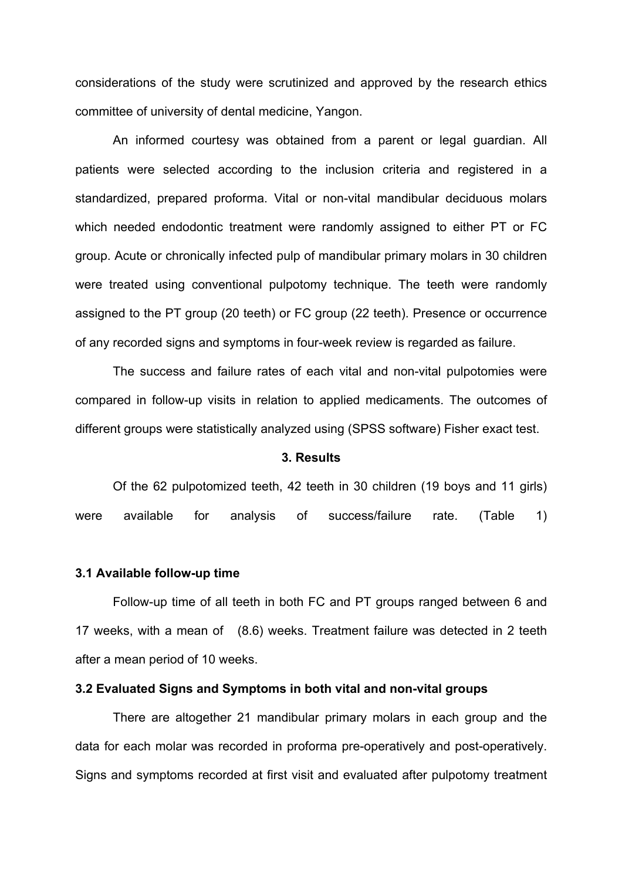considerations of the study were scrutinized and approved by the research ethics committee of university of dental medicine, Yangon.

An informed courtesy was obtained from a parent or legal guardian. All patients were selected according to the inclusion criteria and registered in a standardized, prepared proforma. Vital or non-vital mandibular deciduous molars which needed endodontic treatment were randomly assigned to either PT or FC group. Acute or chronically infected pulp of mandibular primary molars in 30 children were treated using conventional pulpotomy technique. The teeth were randomly assigned to the PT group (20 teeth) or FC group (22 teeth). Presence or occurrence of any recorded signs and symptoms in four-week review is regarded as failure.

The success and failure rates of each vital and non-vital pulpotomies were compared in follow-up visits in relation to applied medicaments. The outcomes of different groups were statistically analyzed using (SPSS software) Fisher exact test.

## 3. Results

Of the 62 pulpotomized teeth, 42 teeth in 30 children (19 boys and 11 girls) were available for analysis of success/failure rate. (Table 1)

### 3.1 Available follow-up time

Follow-up time of all teeth in both FC and PT groups ranged between 6 and 17 weeks, with a mean of (8.6) weeks. Treatment failure was detected in 2 teeth after a mean period of 10 weeks.

### 3.2 Evaluated Signs and Symptoms in both vital and non-vital groups

There are altogether 21 mandibular primary molars in each group and the data for each molar was recorded in proforma pre-operatively and post-operatively. Signs and symptoms recorded at first visit and evaluated after pulpotomy treatment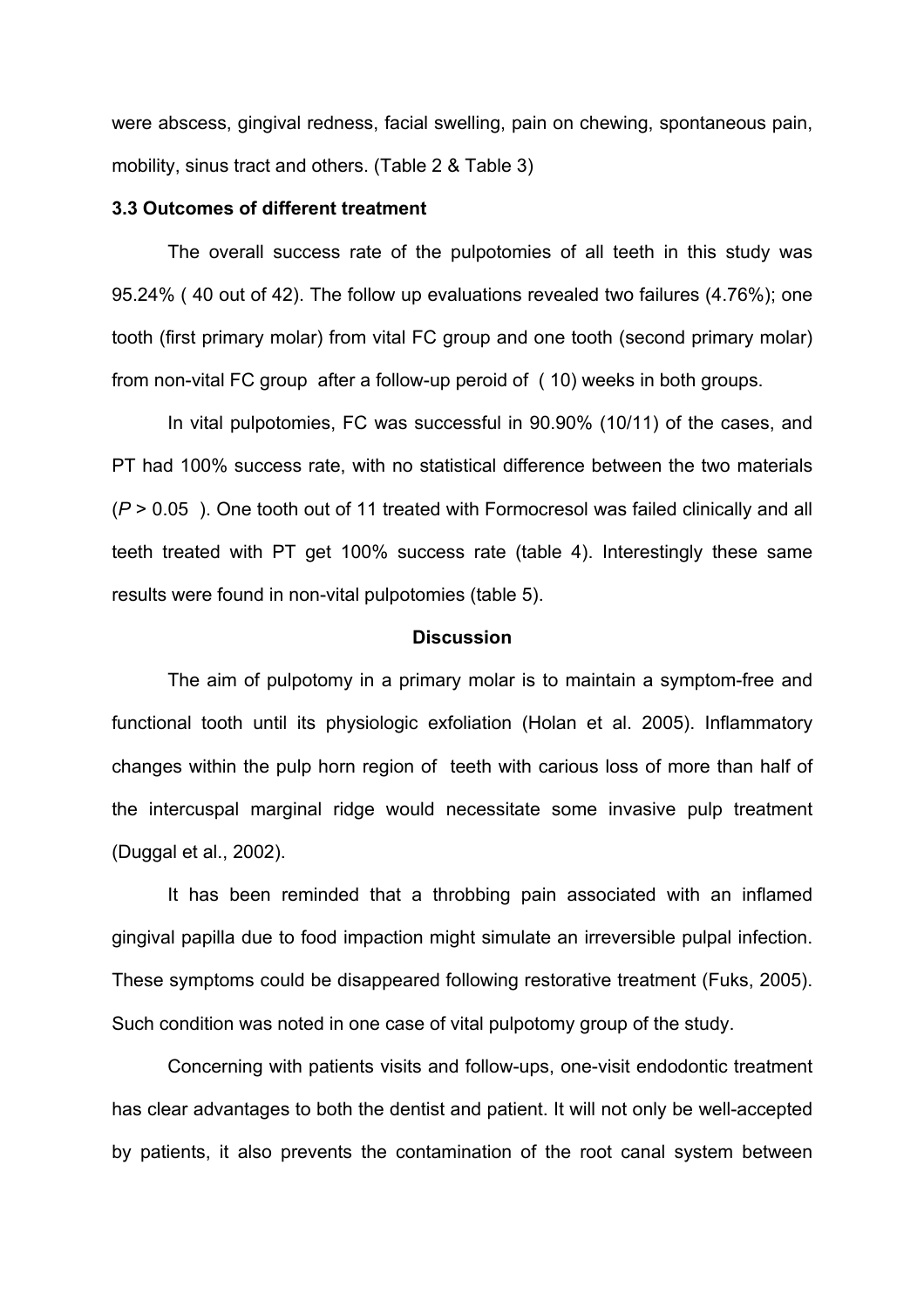were abscess, gingival redness, facial swelling, pain on chewing, spontaneous pain, mobility, sinus tract and others. (Table 2 & Table 3)

### 3.3 Outcomes of different treatment

The overall success rate of the pulpotomies of all teeth in this study was 95.24% ( 40 out of 42). The follow up evaluations revealed two failures (4.76%); one tooth (first primary molar) from vital FC group and one tooth (second primary molar) from non-vital FC group after a follow-up peroid of ( 10) weeks in both groups.

In vital pulpotomies, FC was successful in 90.90% (10/11) of the cases, and PT had 100% success rate, with no statistical difference between the two materials ($P > 0.05$ ). One tooth out of 11 treated with Formocresol was failed clinically and all teeth treated with PT get 100% success rate (table 4). Interestingly these same results were found in non-vital pulpotomies (table 5).

## Discussion

The aim of pulpotomy in a primary molar is to maintain a symptom-free and functional tooth until its physiologic exfoliation (Holan et al. 2005). Inflammatory changes within the pulp horn region of teeth with carious loss of more than half of the intercuspal marginal ridge would necessitate some invasive pulp treatment (Duggal et al., 2002).

It has been reminded that a throbbing pain associated with an inflamed gingival papilla due to food impaction might simulate an irreversible pulpal infection. These symptoms could be disappeared following restorative treatment (Fuks, 2005). Such condition was noted in one case of vital pulpotomy group of the study.

Concerning with patients visits and follow-ups, one-visit endodontic treatment has clear advantages to both the dentist and patient. It will not only be well-accepted by patients, it also prevents the contamination of the root canal system between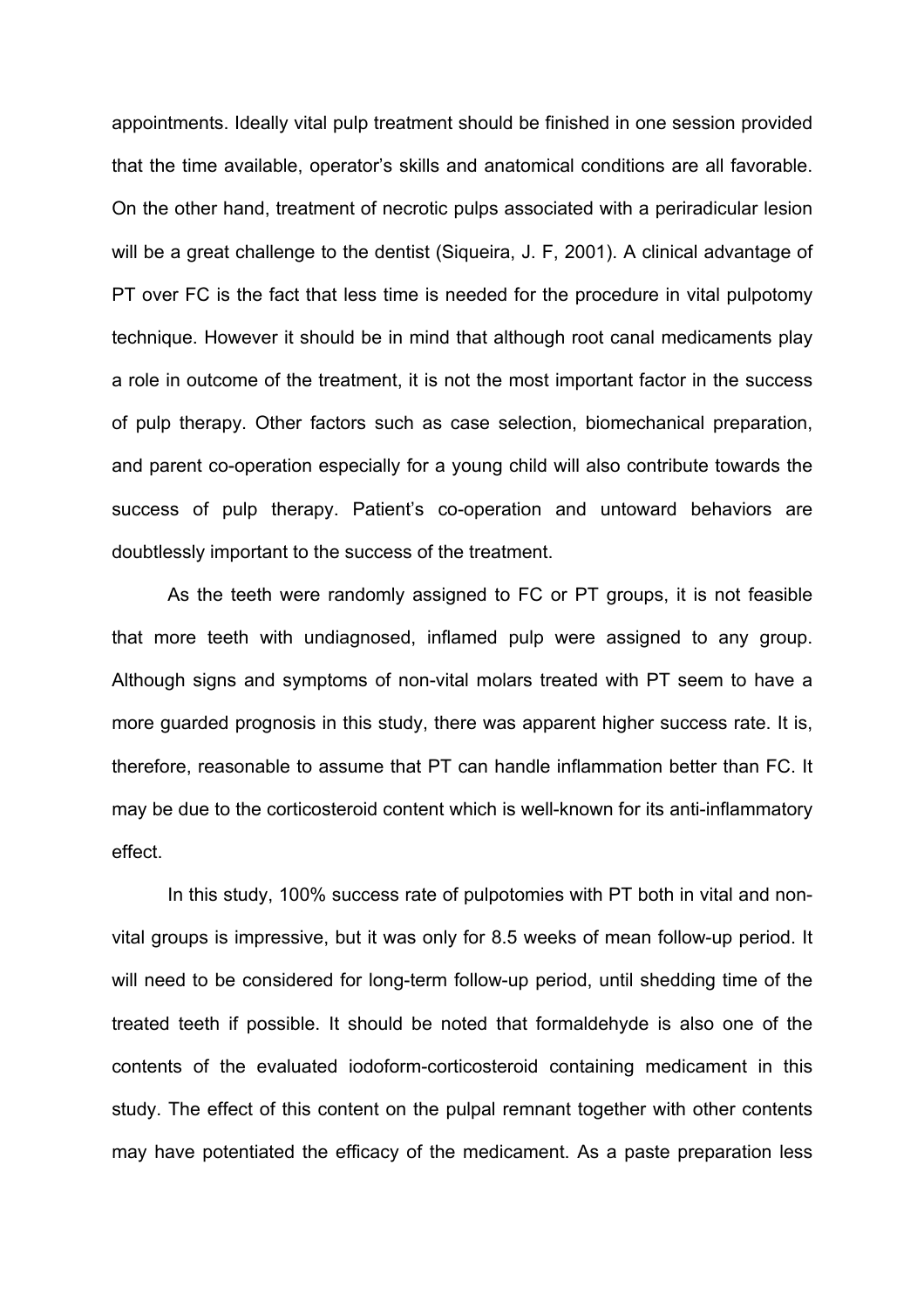appointments. Ideally vital pulp treatment should be finished in one session provided that the time available, operator's skills and anatomical conditions are all favorable. On the other hand, treatment of necrotic pulps associated with a periradicular lesion will be a great challenge to the dentist (Siqueira, J. F, 2001). A clinical advantage of PT over FC is the fact that less time is needed for the procedure in vital pulpotomy technique. However it should be in mind that although root canal medicaments play a role in outcome of the treatment, it is not the most important factor in the success of pulp therapy. Other factors such as case selection, biomechanical preparation, and parent co-operation especially for a young child will also contribute towards the success of pulp therapy. Patient's co-operation and untoward behaviors are doubtlessly important to the success of the treatment.

As the teeth were randomly assigned to FC or PT groups, it is not feasible that more teeth with undiagnosed, inflamed pulp were assigned to any group. Although signs and symptoms of non-vital molars treated with PT seem to have a more guarded prognosis in this study, there was apparent higher success rate. It is, therefore, reasonable to assume that PT can handle inflammation better than FC. It may be due to the corticosteroid content which is well-known for its anti-inflammatory effect.

In this study, 100% success rate of pulpotomies with PT both in vital and non-vital groups is impressive, but it was only for 8.5 weeks of mean follow-up period. It will need to be considered for long-term follow-up period, until shedding time of the treated teeth if possible. It should be noted that formaldehyde is also one of the contents of the evaluated iodoform-corticosteroid containing medicament in this study. The effect of this content on the pulpal remnant together with other contents may have potentiated the efficacy of the medicament. As a paste preparation less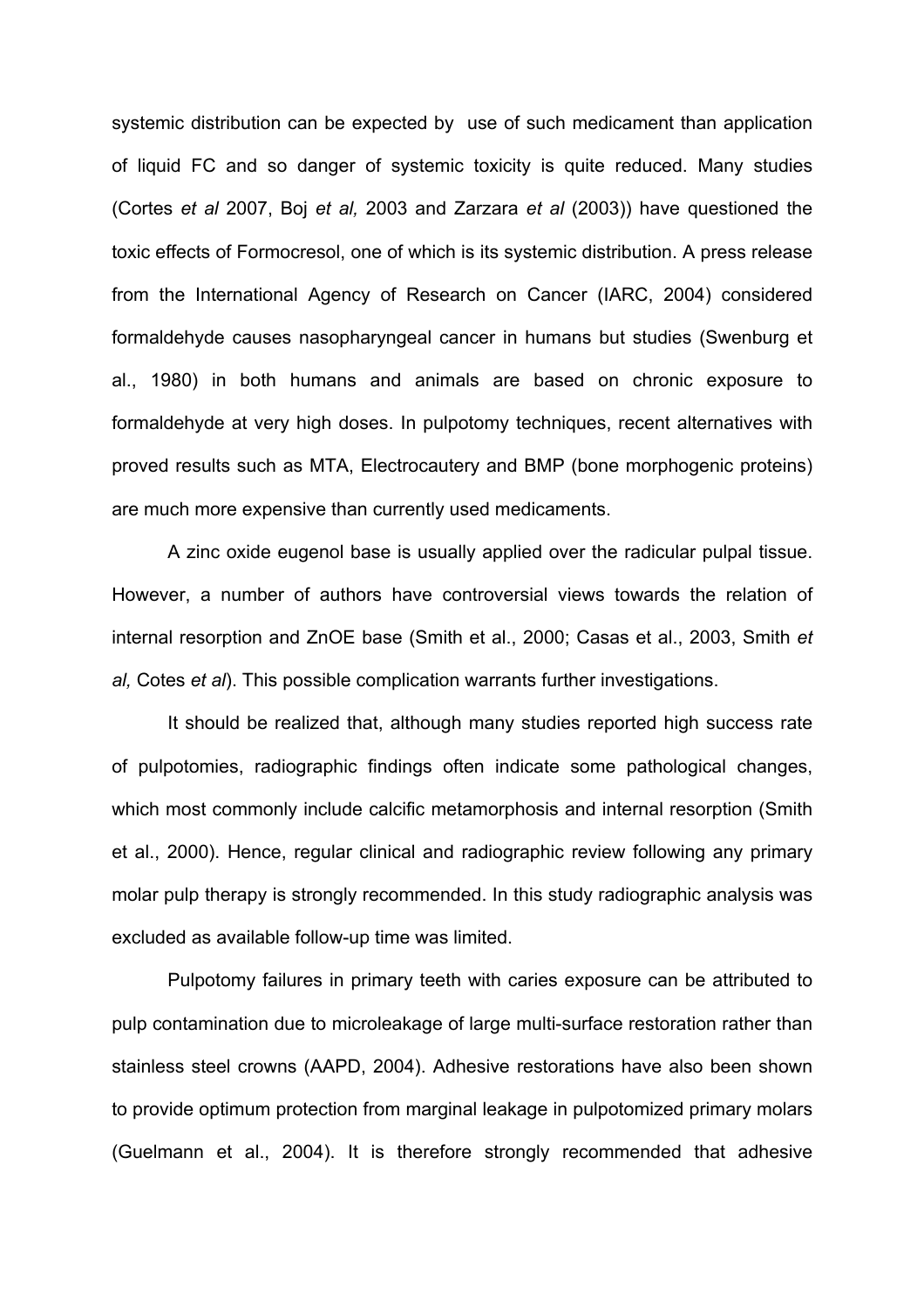systemic distribution can be expected by use of such medicament than application of liquid FC and so danger of systemic toxicity is quite reduced. Many studies (Cortes *et al* 2007, Boj *et al,* 2003 and Zarzara *et al* (2003)) have questioned the toxic effects of Formocresol, one of which is its systemic distribution. A press release from the International Agency of Research on Cancer (IARC, 2004) considered formaldehyde causes nasopharyngeal cancer in humans but studies (Swenburg et al., 1980) in both humans and animals are based on chronic exposure to formaldehyde at very high doses. In pulpotomy techniques, recent alternatives with proved results such as MTA, Electrocautery and BMP (bone morphogenic proteins) are much more expensive than currently used medicaments.

A zinc oxide eugenol base is usually applied over the radicular pulpal tissue. However, a number of authors have controversial views towards the relation of internal resorption and ZnOE base (Smith et al., 2000; Casas et al., 2003, Smith *et al,* Cotes *et al*). This possible complication warrants further investigations.

It should be realized that, although many studies reported high success rate of pulpotomies, radiographic findings often indicate some pathological changes, which most commonly include calcific metamorphosis and internal resorption (Smith et al., 2000). Hence, regular clinical and radiographic review following any primary molar pulp therapy is strongly recommended. In this study radiographic analysis was excluded as available follow-up time was limited.

Pulpotomy failures in primary teeth with caries exposure can be attributed to pulp contamination due to microleakage of large multi-surface restoration rather than stainless steel crowns (AAPD, 2004). Adhesive restorations have also been shown to provide optimum protection from marginal leakage in pulpotomized primary molars (Guelmann et al., 2004). It is therefore strongly recommended that adhesive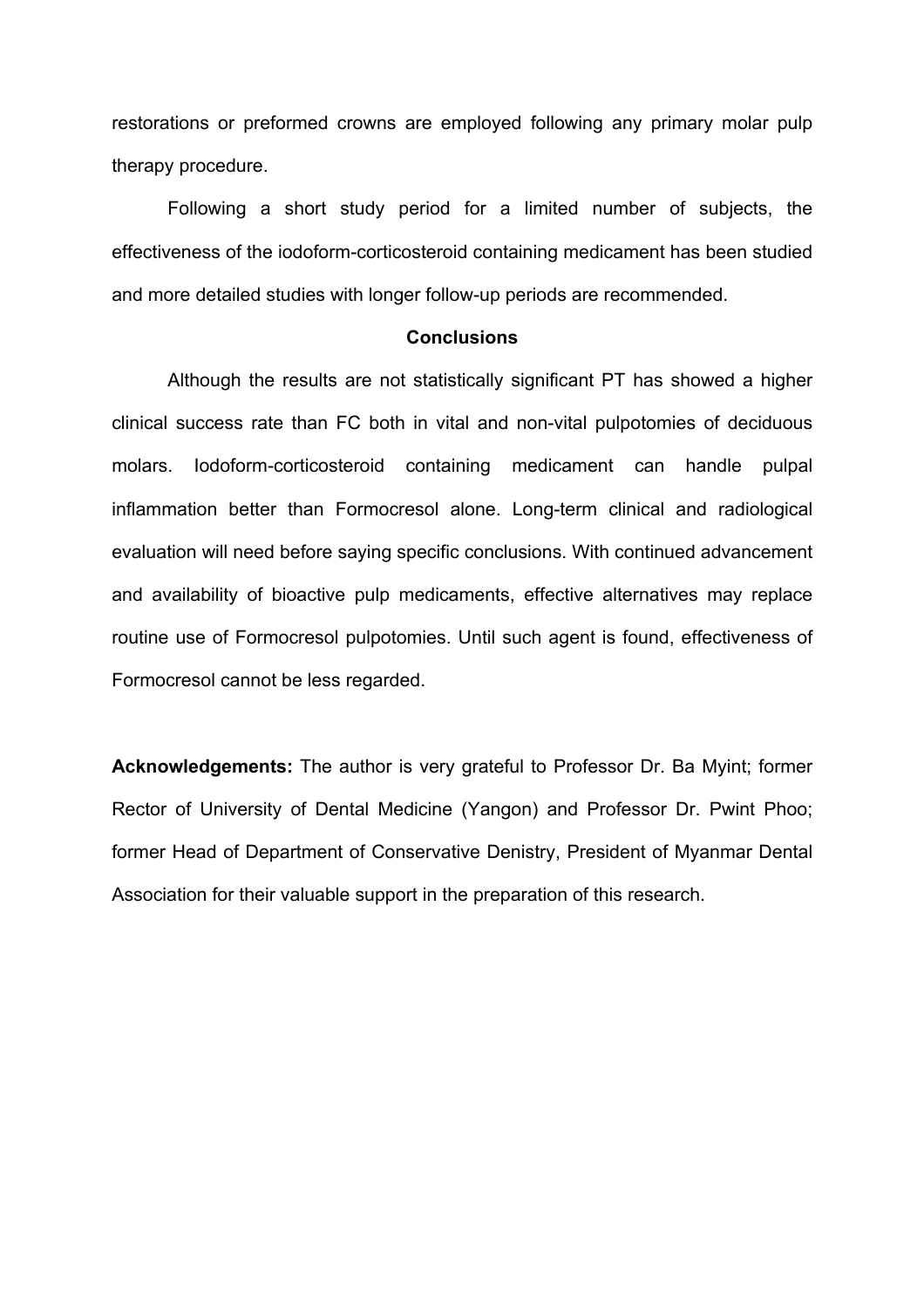restorations or preformed crowns are employed following any primary molar pulp therapy procedure.

Following a short study period for a limited number of subjects, the effectiveness of the iodoform-corticosteroid containing medicament has been studied and more detailed studies with longer follow-up periods are recommended.

## Conclusions

Although the results are not statistically significant PT has showed a higher clinical success rate than FC both in vital and non-vital pulpotomies of deciduous molars. Iodoform-corticosteroid containing medicament can handle pulpal inflammation better than Formocresol alone. Long-term clinical and radiological evaluation will need before saying specific conclusions. With continued advancement and availability of bioactive pulp medicaments, effective alternatives may replace routine use of Formocresol pulpotomies. Until such agent is found, effectiveness of Formocresol cannot be less regarded.

**Acknowledgements:** The author is very grateful to Professor Dr. Ba Myint; former Rector of University of Dental Medicine (Yangon) and Professor Dr. Pwint Phoo; former Head of Department of Conservative Denistry, President of Myanmar Dental Association for their valuable support in the preparation of this research.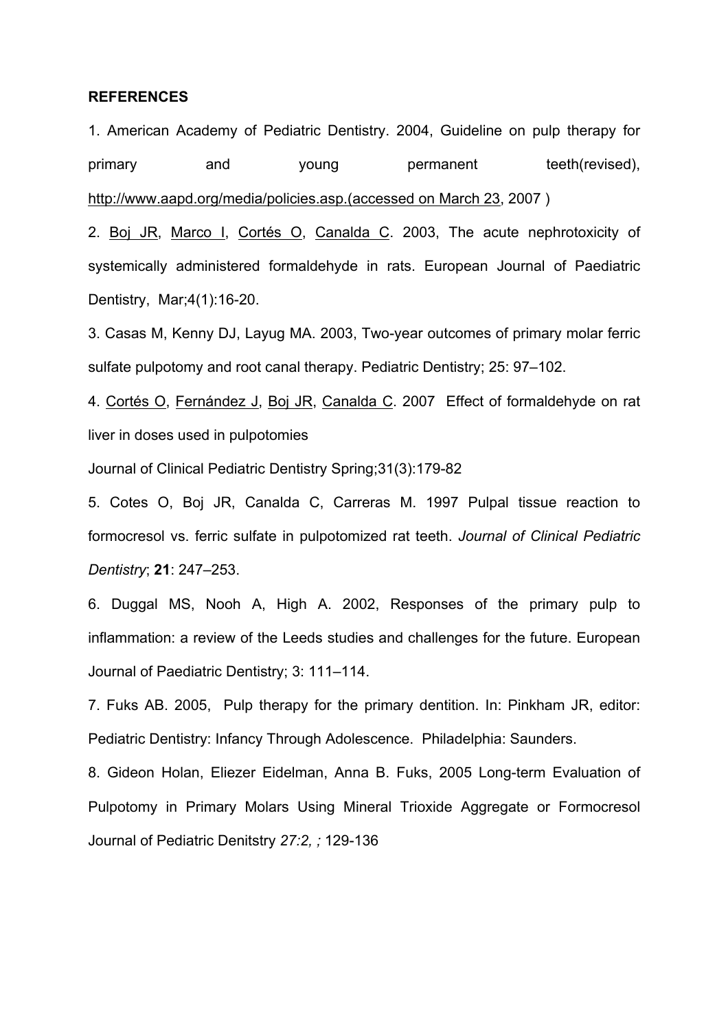**REFERENCES**

1. American Academy of Pediatric Dentistry. 2004, Guideline on pulp therapy for primary and young permanent teeth(revised), http://www.aapd.org/media/policies.asp.(accessed on March 23, 2007 )

2. Boj JR, Marco I, Cortés O, Canalda C. 2003, The acute nephrotoxicity of systemically administered formaldehyde in rats. European Journal of Paediatric Dentistry, Mar;4(1):16-20.

3. Casas M, Kenny DJ, Layug MA. 2003, Two-year outcomes of primary molar ferric sulfate pulpotomy and root canal therapy. Pediatric Dentistry; 25: 97–102.

4. Cortés O, Fernández J, Boj JR, Canalda C. 2007 Effect of formaldehyde on rat liver in doses used in pulpotomies

Journal of Clinical Pediatric Dentistry Spring;31(3):179-82

5. Cotes O, Boj JR, Canalda C, Carreras M. 1997 Pulpal tissue reaction to formocresol vs. ferric sulfate in pulpotomized rat teeth. *Journal of Clinical Pediatric Dentistry*; **21**: 247–253.

6. Duggal MS, Nooh A, High A. 2002, Responses of the primary pulp to inflammation: a review of the Leeds studies and challenges for the future. European Journal of Paediatric Dentistry; 3: 111–114.

7. Fuks AB. 2005, Pulp therapy for the primary dentition. In: Pinkham JR, editor: Pediatric Dentistry: Infancy Through Adolescence. Philadelphia: Saunders.

8. Gideon Holan, Eliezer Eidelman, Anna B. Fuks, 2005 Long-term Evaluation of Pulpotomy in Primary Molars Using Mineral Trioxide Aggregate or Formocresol Journal of Pediatric Denitstry *27:2, ;* 129-136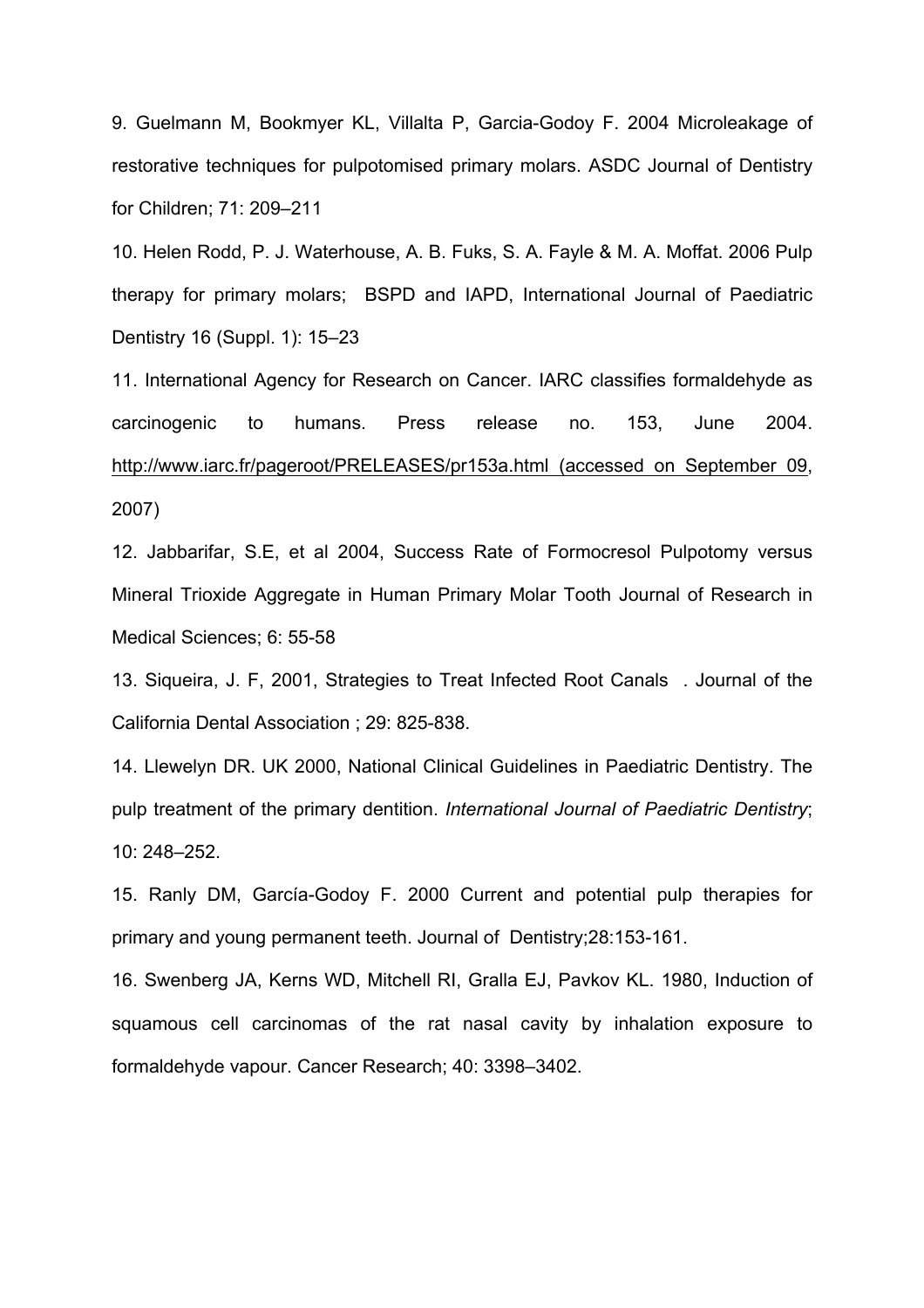9. Guelmann M, Bookmyer KL, Villalta P, Garcia-Godoy F. 2004 Microleakage of restorative techniques for pulpotomised primary molars. ASDC Journal of Dentistry for Children; 71: 209–211

10. Helen Rodd, P. J. Waterhouse, A. B. Fuks, S. A. Fayle & M. A. Moffat. 2006 Pulp therapy for primary molars; BSPD and IAPD, International Journal of Paediatric Dentistry 16 (Suppl. 1): 15–23

11. International Agency for Research on Cancer. IARC classifies formaldehyde as carcinogenic to humans. Press release no. 153, June 2004. http://www.iarc.fr/pageroot/PRELEASES/pr153a.html (accessed on September 09, 2007)

12. Jabbarifar, S.E, et al 2004, Success Rate of Formocresol Pulpotomy versus Mineral Trioxide Aggregate in Human Primary Molar Tooth Journal of Research in Medical Sciences; 6: 55-58

13. Siqueira, J. F, 2001, Strategies to Treat Infected Root Canals . Journal of the California Dental Association ; 29: 825-838.

14. Llewelyn DR. UK 2000, National Clinical Guidelines in Paediatric Dentistry. The pulp treatment of the primary dentition. *International Journal of Paediatric Dentistry*; 10: 248–252.

15. Ranly DM, García-Godoy F. 2000 Current and potential pulp therapies for primary and young permanent teeth. Journal of Dentistry;28:153-161.

16. Swenberg JA, Kerns WD, Mitchell RI, Gralla EJ, Pavkov KL. 1980, Induction of squamous cell carcinomas of the rat nasal cavity by inhalation exposure to formaldehyde vapour. Cancer Research; 40: 3398–3402.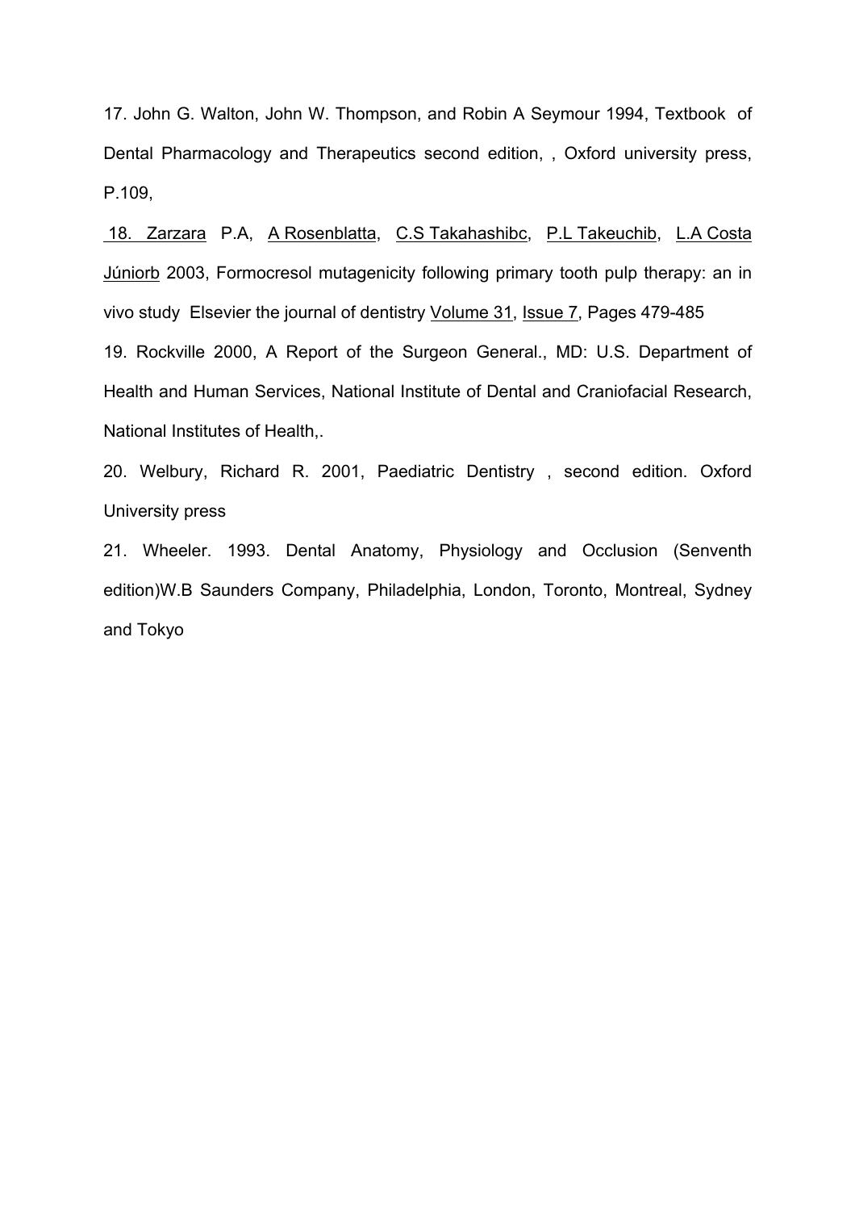17. John G. Walton, John W. Thompson, and Robin A Seymour 1994, Textbook of Dental Pharmacology and Therapeutics second edition, , Oxford university press, P.109,

18. Zarzara P.A, A Rosenblatta, C.S Takahashibc, P.L Takeuchib, L.A Costa Júniorb 2003, Formocresol mutagenicity following primary tooth pulp therapy: an in vivo study Elsevier the journal of dentistry Volume 31, Issue 7, Pages 479-485

19. Rockville 2000, A Report of the Surgeon General., MD: U.S. Department of Health and Human Services, National Institute of Dental and Craniofacial Research, National Institutes of Health,.

20. Welbury, Richard R. 2001, Paediatric Dentistry , second edition. Oxford University press

21. Wheeler. 1993. Dental Anatomy, Physiology and Occlusion (Senventh edition)W.B Saunders Company, Philadelphia, London, Toronto, Montreal, Sydney and Tokyo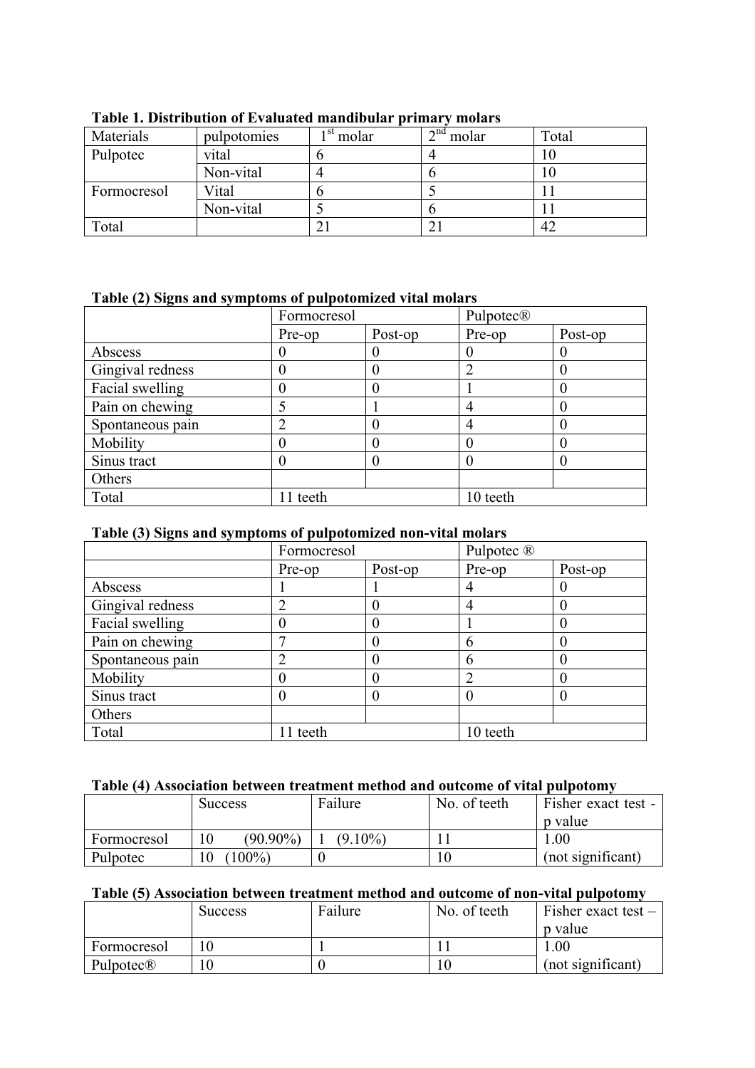**Table 1. Distribution of Evaluated mandibular primary molars**

| Materials | pulpotomies | 1st molar | 2nd molar | Total |
|---|---|---|---|---|
| Pulpotec | vital | 6 | 4 | 10 |
| | Non-vital | 4 | 6 | 10 |
| Formocresol | Vital | 6 | 5 | 11 |
| | Non-vital | 5 | 6 | 11 |
| Total | | 21 | 21 | 42 |

**Table (2) Signs and symptoms of pulpotomized vital molars**

| | Formocresol | | Pulpotec® | |
|---|---|---|---|---|
| | Pre-op | Post-op | Pre-op | Post-op |
| Abscess | 0 | 0 | 0 | 0 |
| Gingival redness | 0 | 0 | 2 | 0 |
| Facial swelling | 0 | 0 | 1 | 0 |
| Pain on chewing | 5 | 1 | 4 | 0 |
| Spontaneous pain | 2 | 0 | 4 | 0 |
| Mobility | 0 | 0 | 0 | 0 |
| Sinus tract | 0 | 0 | 0 | 0 |
| Others | | | | |
| Total | 11 teeth | | 10 teeth | |

**Table (3) Signs and symptoms of pulpotomized non-vital molars**

| | Formocresol | | Pulpotec ® | |
|---|---|---|---|---|
| | Pre-op | Post-op | Pre-op | Post-op |
| Abscess | 1 | 1 | 4 | 0 |
| Gingival redness | 2 | 0 | 4 | 0 |
| Facial swelling | 0 | 0 | 1 | 0 |
| Pain on chewing | 7 | 0 | 6 | 0 |
| Spontaneous pain | 2 | 0 | 6 | 0 |
| Mobility | 0 | 0 | 2 | 0 |
| Sinus tract | 0 | 0 | 0 | 0 |
| Others | | | | |
| Total | 11 teeth | | 10 teeth | |

**Table (4) Association between treatment method and outcome of vital pulpotomy**

| | Success | Failure | No. of teeth | Fisher exact test - p value |
|---|---|---|---|---|
| Formocresol | 10 (90.90%) | 1 (9.10%) | 11 | 1.00 |
| Pulpotec | 10 (100%) | 0 | 10 | (not significant) |

**Table (5) Association between treatment method and outcome of non-vital pulpotomy**

| | Success | Failure | No. of teeth | Fisher exact test – p value |
|---|---|---|---|---|
| Formocresol | 10 | 1 | 11 | 1.00 |
| Pulpotec® | 10 | 0 | 10 | (not significant) |